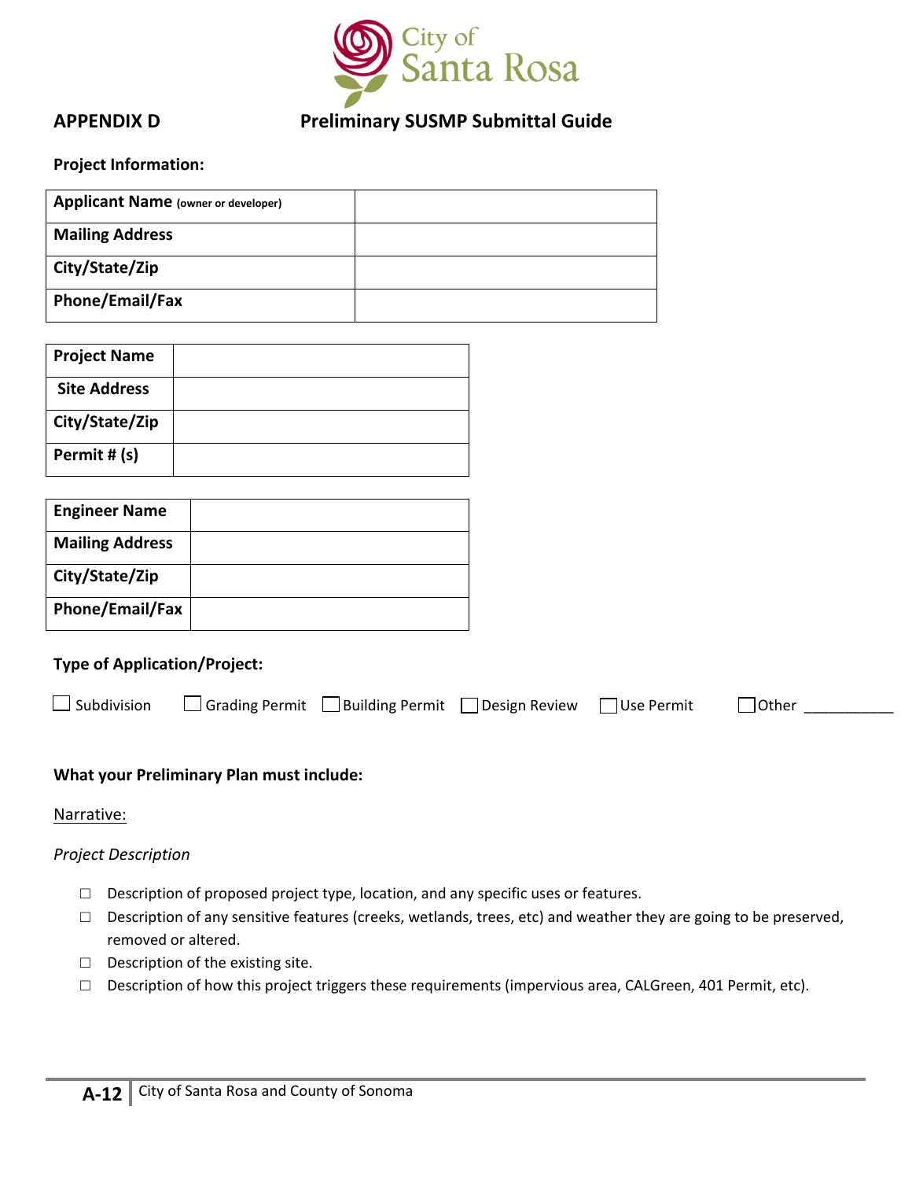City of Santa Rosa

**APPENDIX D**

# Preliminary SUSMP Submittal Guide

**Project Information:**

| **Applicant Name** (owner or developer) | |
|---|---|
| **Mailing Address** | |
| **City/State/Zip** | |
| **Phone/Email/Fax** | |

| **Project Name** | |
|---|---|
| **Site Address** | |
| **City/State/Zip** | |
| **Permit # (s)** | |

| **Engineer Name** | |
|---|---|
| **Mailing Address** | |
| **City/State/Zip** | |
| **Phone/Email/Fax** | |

**Type of Application/Project:**

☐ Subdivision ☐ Grading Permit ☐ Building Permit ☐ Design Review ☐ Use Permit ☐ Other ___________

**What your Preliminary Plan must include:**

<u>Narrative:</u>

*Project Description*

- ☐ Description of proposed project type, location, and any specific uses or features.
- ☐ Description of any sensitive features (creeks, wetlands, trees, etc) and weather they are going to be preserved, removed or altered.
- ☐ Description of the existing site.
- ☐ Description of how this project triggers these requirements (impervious area, CALGreen, 401 Permit, etc).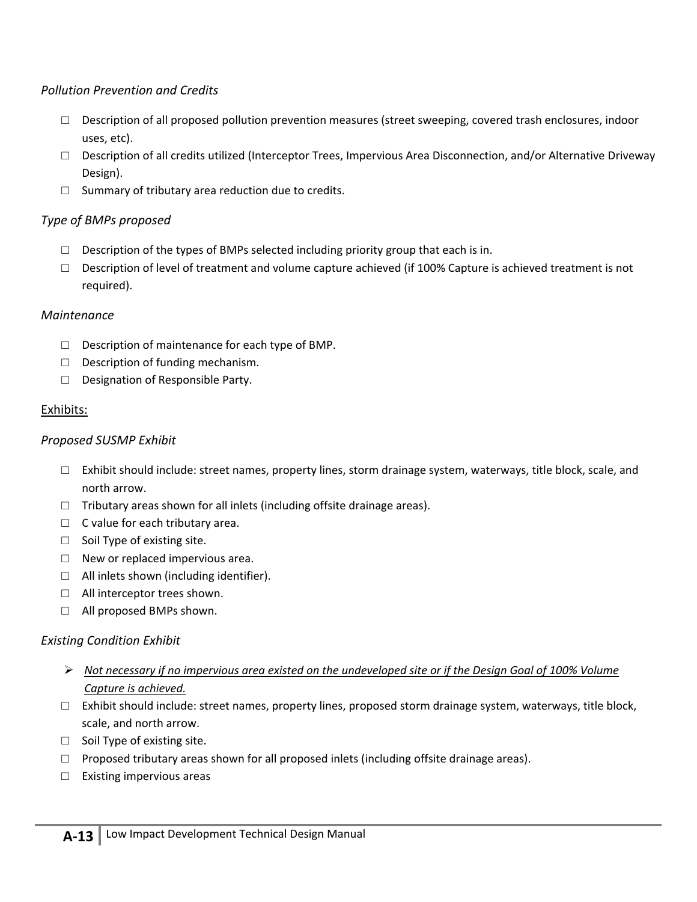*Pollution Prevention and Credits*

- ☐ Description of all proposed pollution prevention measures (street sweeping, covered trash enclosures, indoor uses, etc).
- ☐ Description of all credits utilized (Interceptor Trees, Impervious Area Disconnection, and/or Alternative Driveway Design).
- ☐ Summary of tributary area reduction due to credits.

*Type of BMPs proposed*

- ☐ Description of the types of BMPs selected including priority group that each is in.
- ☐ Description of level of treatment and volume capture achieved (if 100% Capture is achieved treatment is not required).

*Maintenance*

- ☐ Description of maintenance for each type of BMP.
- ☐ Description of funding mechanism.
- ☐ Designation of Responsible Party.

<u>Exhibits:</u>

*Proposed SUSMP Exhibit*

- ☐ Exhibit should include: street names, property lines, storm drainage system, waterways, title block, scale, and north arrow.
- ☐ Tributary areas shown for all inlets (including offsite drainage areas).
- ☐ C value for each tributary area.
- ☐ Soil Type of existing site.
- ☐ New or replaced impervious area.
- ☐ All inlets shown (including identifier).
- ☐ All interceptor trees shown.
- ☐ All proposed BMPs shown.

*Existing Condition Exhibit*

- ➢ <u>*Not necessary if no impervious area existed on the undeveloped site or if the Design Goal of 100% Volume Capture is achieved.*</u>
- ☐ Exhibit should include: street names, property lines, proposed storm drainage system, waterways, title block, scale, and north arrow.
- ☐ Soil Type of existing site.
- ☐ Proposed tributary areas shown for all proposed inlets (including offsite drainage areas).
- ☐ Existing impervious areas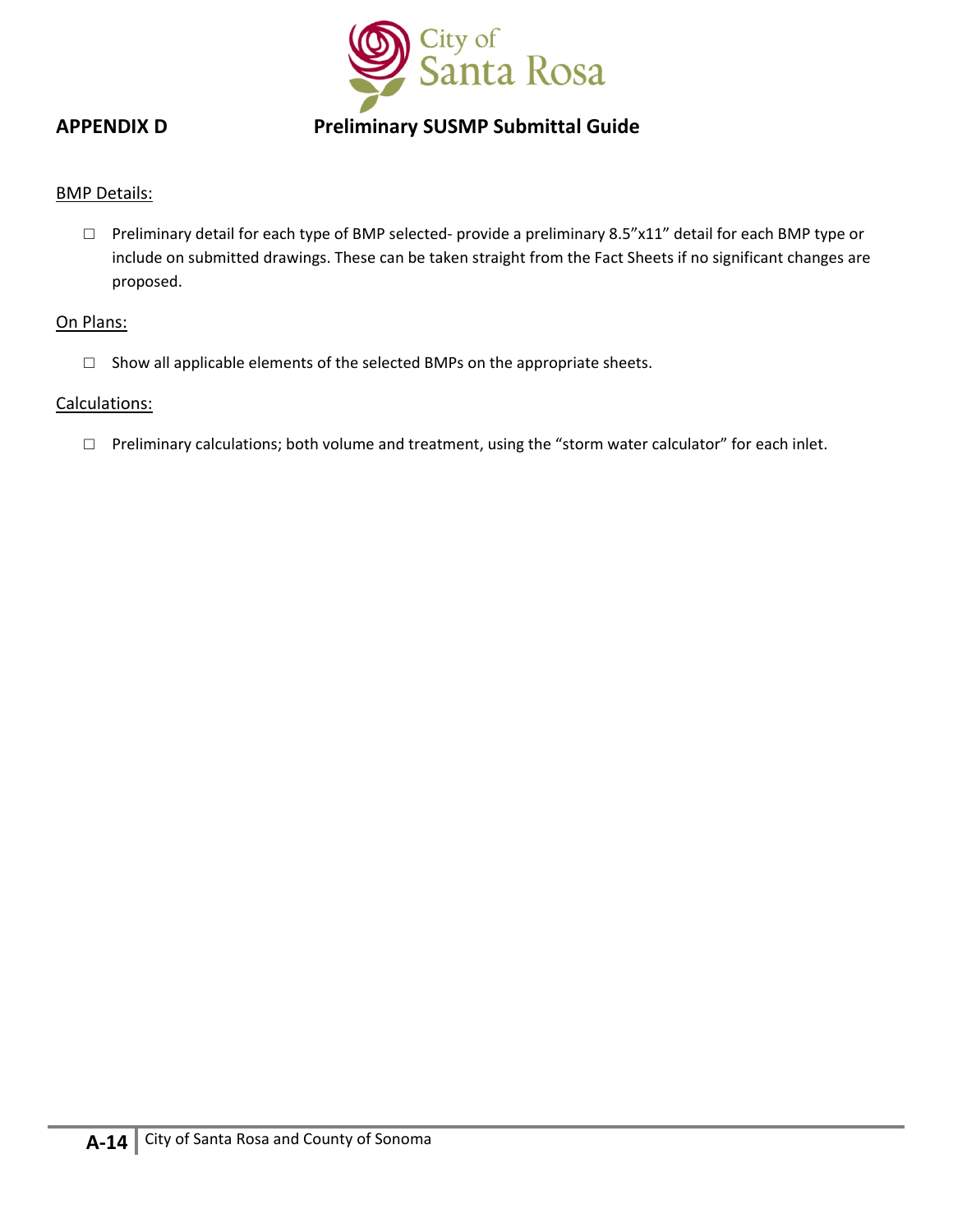**APPENDIX D** **Preliminary SUSMP Submittal Guide**

BMP Details:

- ☐ Preliminary detail for each type of BMP selected- provide a preliminary 8.5"x11" detail for each BMP type or include on submitted drawings. These can be taken straight from the Fact Sheets if no significant changes are proposed.

On Plans:

- ☐ Show all applicable elements of the selected BMPs on the appropriate sheets.

Calculations:

- ☐ Preliminary calculations; both volume and treatment, using the "storm water calculator" for each inlet.